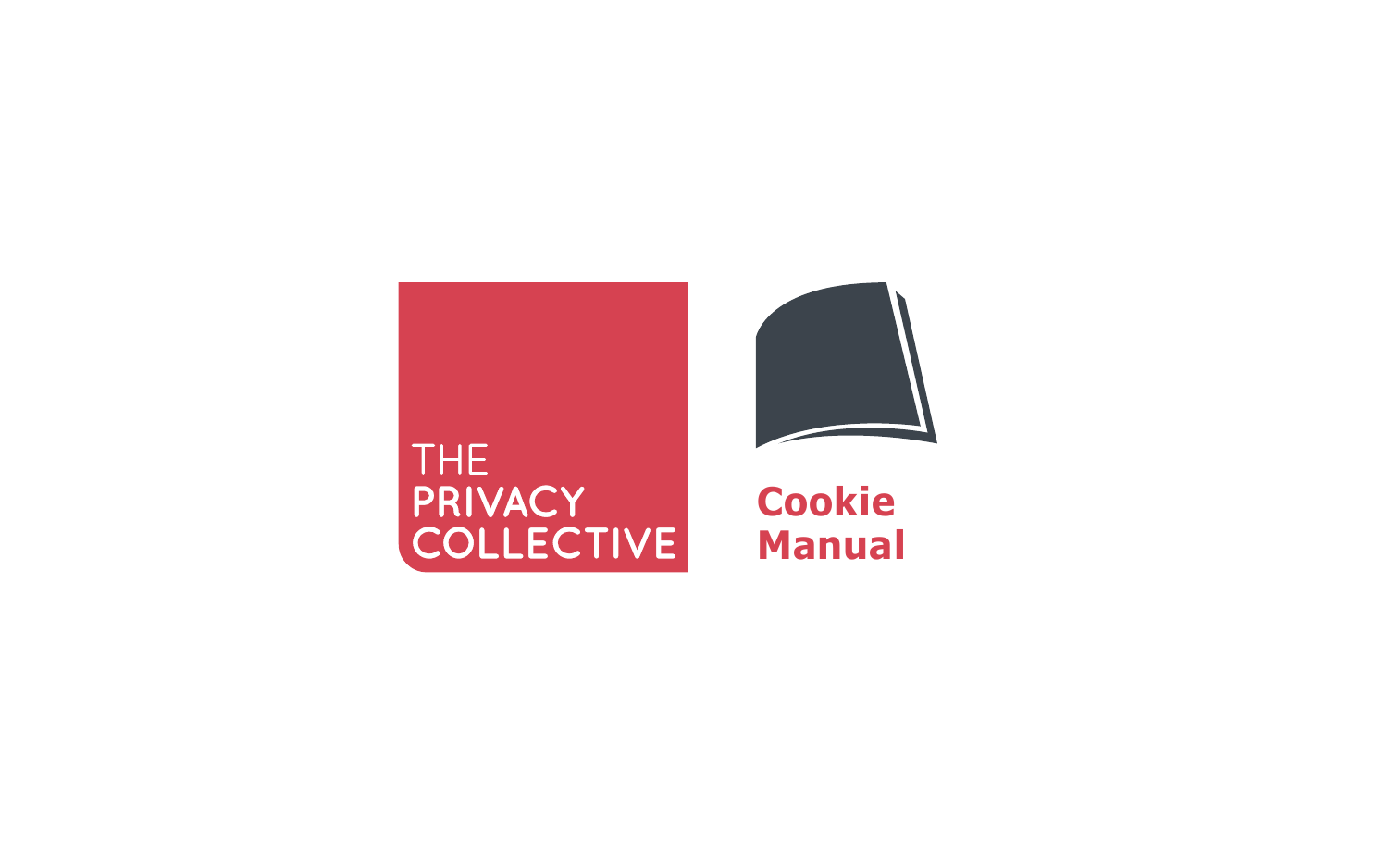THE PRIVACY COLLECTIVE

# Cookie Manual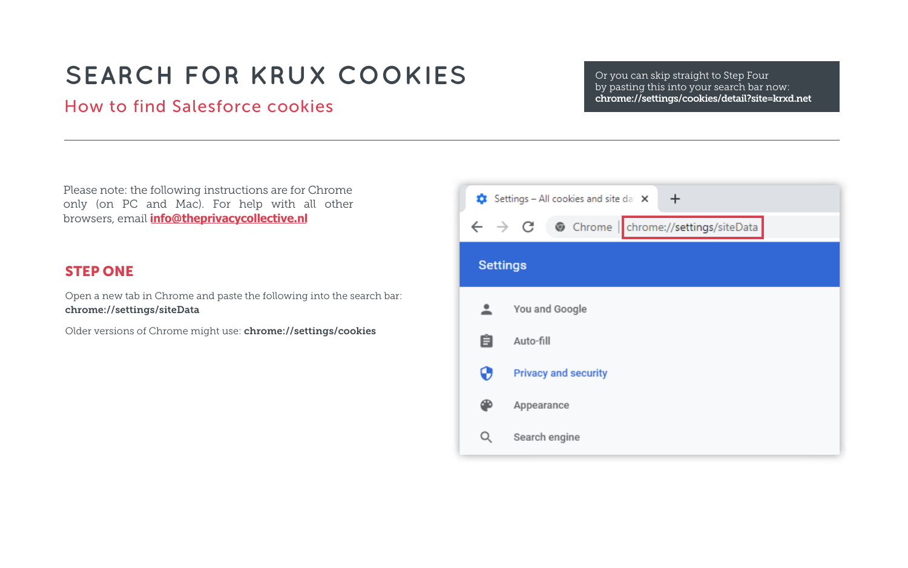# SEARCH FOR KRUX COOKIES

## How to find Salesforce cookies

Or you can skip straight to Step Four by pasting this into your search bar now:
**chrome://settings/cookies/detail?site=krxd.net**

---

Please note: the following instructions are for Chrome only (on PC and Mac). For help with all other browsers, email **info@theprivacycollective.nl**

### STEP ONE

Open a new tab in Chrome and paste the following into the search bar:
**chrome://settings/siteData**

Older versions of Chrome might use: **chrome://settings/cookies**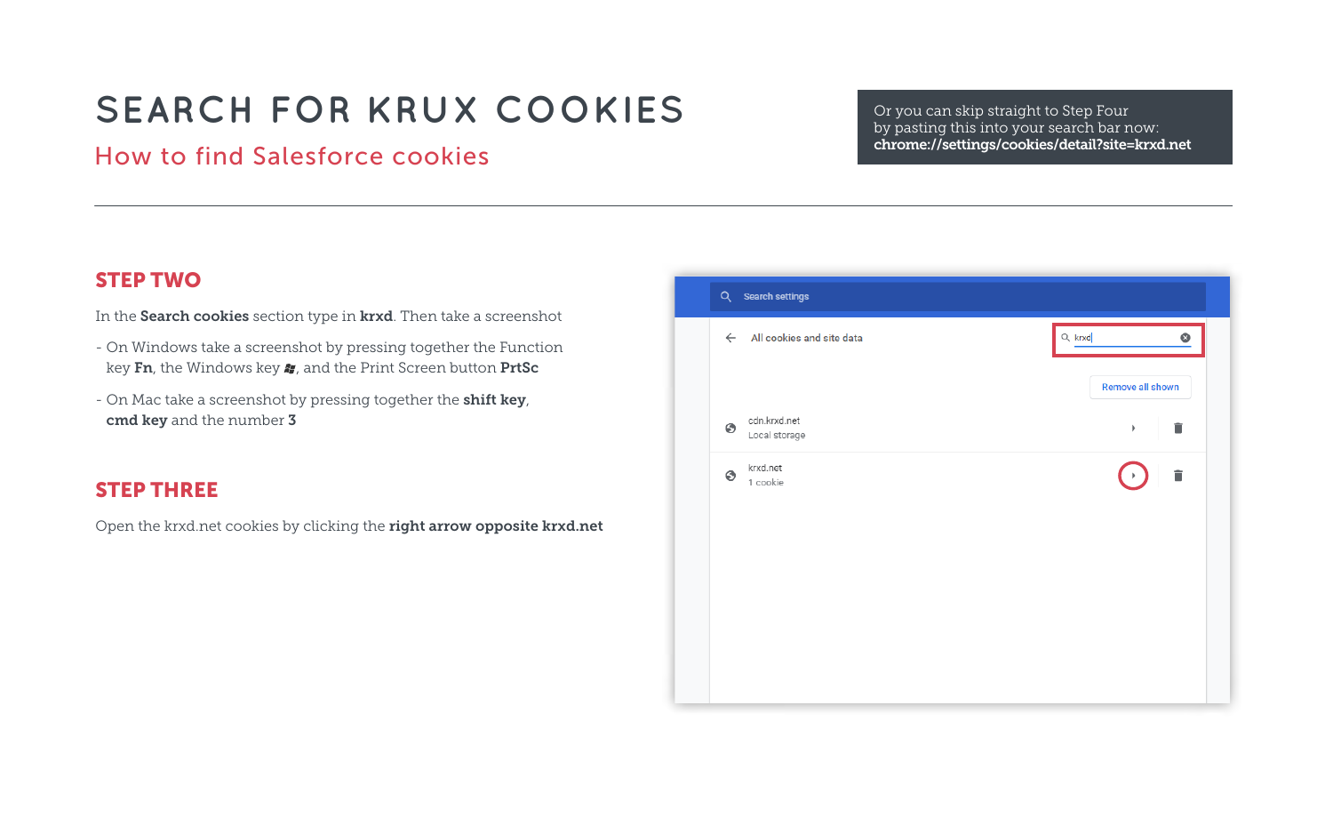# SEARCH FOR KRUX COOKIES

## How to find Salesforce cookies

Or you can skip straight to Step Four by pasting this into your search bar now: **chrome://settings/cookies/detail?site=krxd.net**

### STEP TWO

In the **Search cookies** section type in **krxd**. Then take a screenshot

- On Windows take a screenshot by pressing together the Function key **Fn**, the Windows key, and the Print Screen button **PrtSc**
- On Mac take a screenshot by pressing together the **shift key**, **cmd key** and the number **3**

### STEP THREE

Open the krxd.net cookies by clicking the **right arrow opposite krxd.net**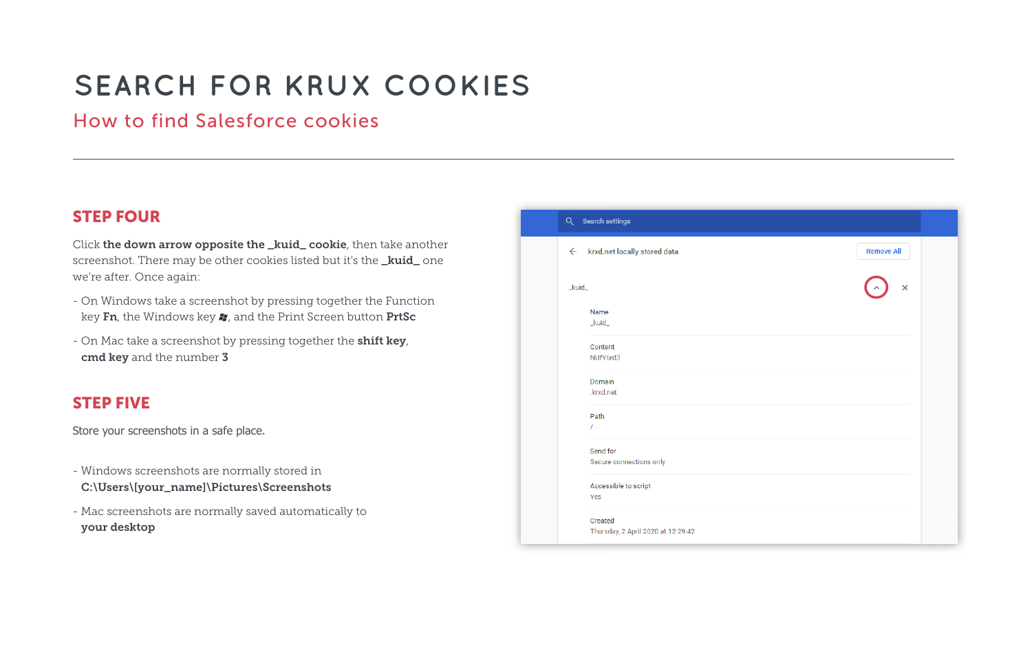# SEARCH FOR KRUX COOKIES

## How to find Salesforce cookies

---

### STEP FOUR

Click **the down arrow opposite the _kuid_ cookie**, then take another screenshot. There may be other cookies listed but it's the **_kuid_** one we're after. Once again:

- On Windows take a screenshot by pressing together the Function key **Fn**, the Windows key, and the Print Screen button **PrtSc**
- On Mac take a screenshot by pressing together the **shift key**, **cmd key** and the number **3**

### STEP FIVE

Store your screenshots in a safe place.

- Windows screenshots are normally stored in **C:\Users\[your_name]\Pictures\Screenshots**
- Mac screenshots are normally saved automatically to **your desktop**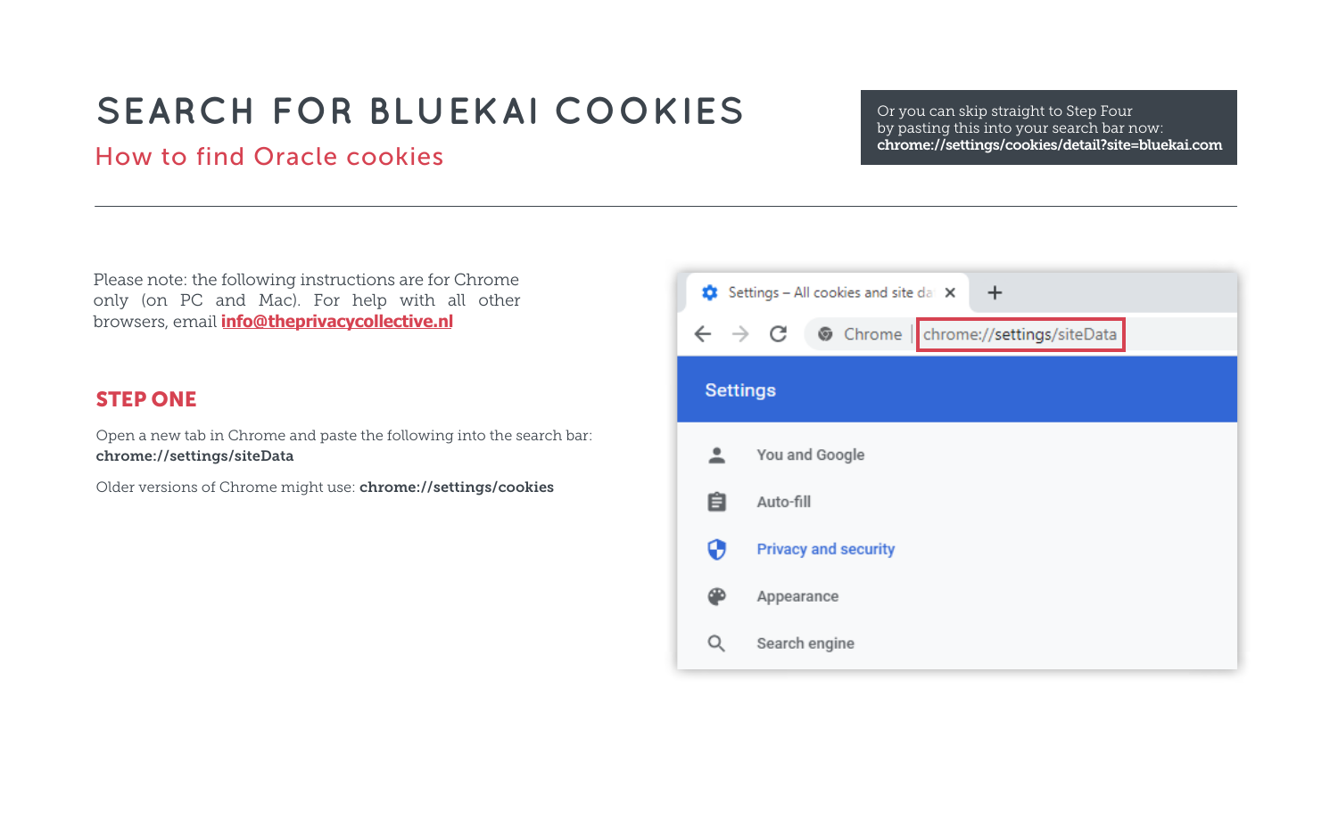# SEARCH FOR BLUEKAI COOKIES

## How to find Oracle cookies

Or you can skip straight to Step Four by pasting this into your search bar now:
**chrome://settings/cookies/detail?site=bluekai.com**

---

Please note: the following instructions are for Chrome only (on PC and Mac). For help with all other browsers, email **info@theprivacycollective.nl**

### STEP ONE

Open a new tab in Chrome and paste the following into the search bar:
**chrome://settings/siteData**

Older versions of Chrome might use: **chrome://settings/cookies**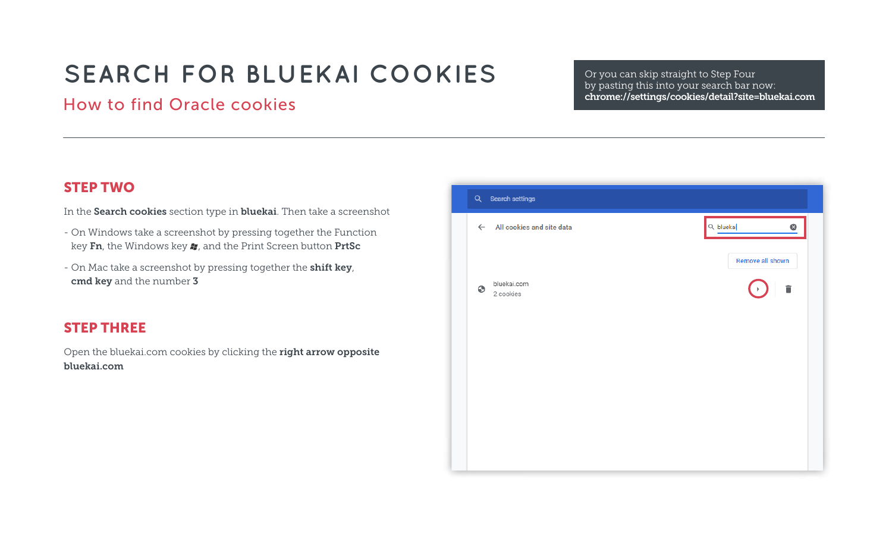# SEARCH FOR BLUEKAI COOKIES

## How to find Oracle cookies

Or you can skip straight to Step Four by pasting this into your search bar now: **chrome://settings/cookies/detail?site=bluekai.com**

---

## STEP TWO

In the **Search cookies** section type in **bluekai**. Then take a screenshot

- On Windows take a screenshot by pressing together the Function key **Fn**, the Windows key, and the Print Screen button **PrtSc**
- On Mac take a screenshot by pressing together the **shift key**, **cmd key** and the number **3**

## STEP THREE

Open the bluekai.com cookies by clicking the **right arrow opposite bluekai.com**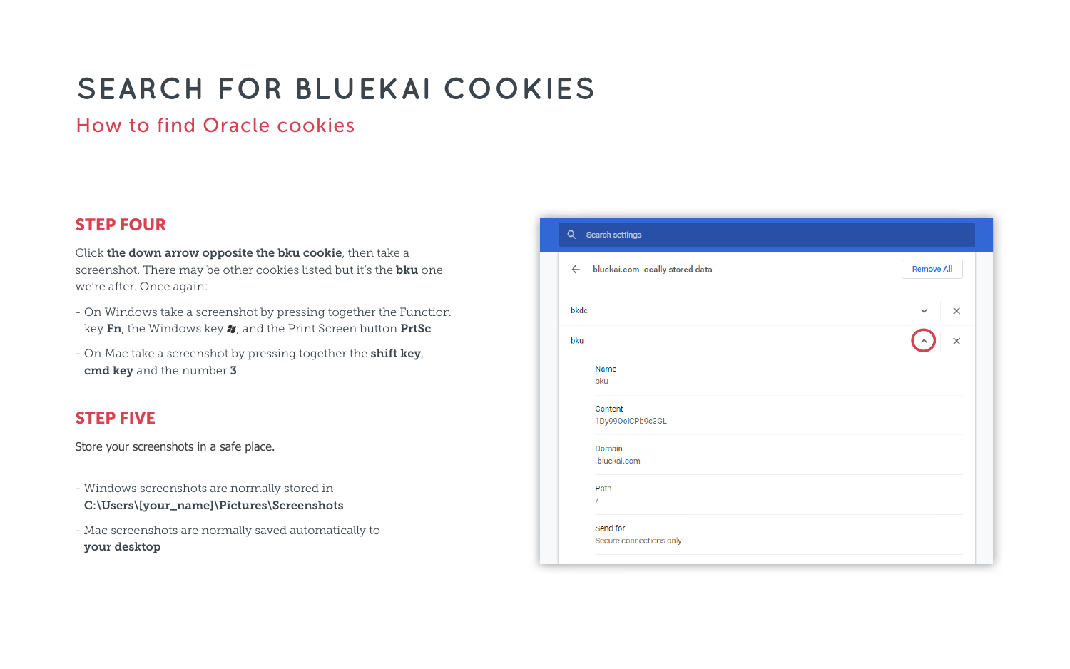# SEARCH FOR BLUEKAI COOKIES

## How to find Oracle cookies

### STEP FOUR

Click **the down arrow opposite the bku cookie**, then take a screenshot. There may be other cookies listed but it's the **bku** one we're after. Once again:

- On Windows take a screenshot by pressing together the Function key **Fn**, the Windows key ⊞, and the Print Screen button **PrtSc**
- On Mac take a screenshot by pressing together the **shift key**, **cmd key** and the number **3**

### STEP FIVE

Store your screenshots in a safe place.

- Windows screenshots are normally stored in **C:\Users\[your_name]\Pictures\Screenshots**
- Mac screenshots are normally saved automatically to **your desktop**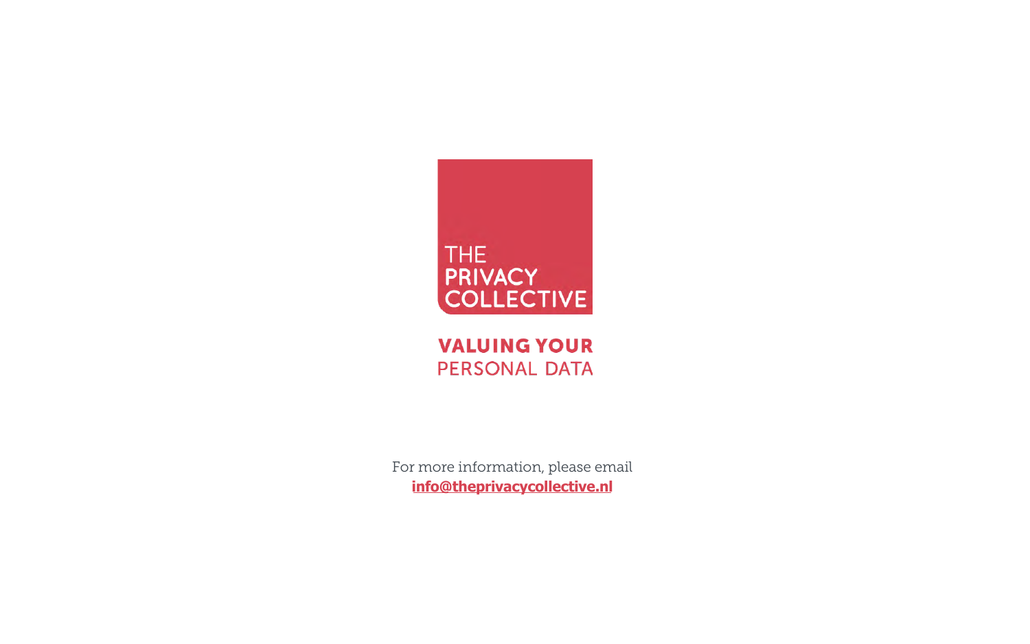THE PRIVACY COLLECTIVE

**VALUING YOUR**
PERSONAL DATA

For more information, please email
**info@theprivacycollective.nl**